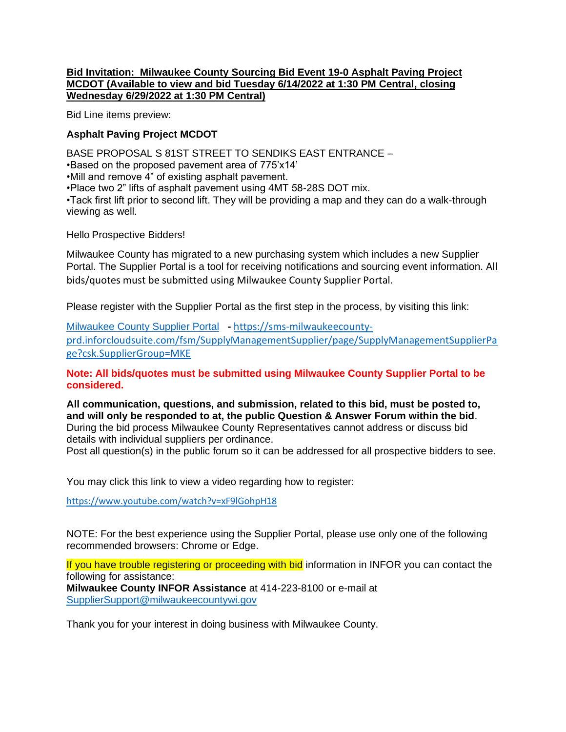**Bid Invitation: Milwaukee County Sourcing Bid Event 19-0 Asphalt Paving Project MCDOT (Available to view and bid Tuesday 6/14/2022 at 1:30 PM Central, closing Wednesday 6/29/2022 at 1:30 PM Central)**

Bid Line items preview:

**Asphalt Paving Project MCDOT**

BASE PROPOSAL S 81ST STREET TO SENDIKS EAST ENTRANCE –
•Based on the proposed pavement area of 775'x14'
•Mill and remove 4" of existing asphalt pavement.
•Place two 2" lifts of asphalt pavement using 4MT 58-28S DOT mix.
•Tack first lift prior to second lift. They will be providing a map and they can do a walk-through viewing as well.

Hello Prospective Bidders!

Milwaukee County has migrated to a new purchasing system which includes a new Supplier Portal. The Supplier Portal is a tool for receiving notifications and sourcing event information. All bids/quotes must be submitted using Milwaukee County Supplier Portal.

Please register with the Supplier Portal as the first step in the process, by visiting this link:

Milwaukee County Supplier Portal - https://sms-milwaukeecounty-prd.inforcloudsuite.com/fsm/SupplyManagementSupplier/page/SupplyManagementSupplierPage?csk.SupplierGroup=MKE

**Note: All bids/quotes must be submitted using Milwaukee County Supplier Portal to be considered.**

**All communication, questions, and submission, related to this bid, must be posted to, and will only be responded to at, the public Question & Answer Forum within the bid**. During the bid process Milwaukee County Representatives cannot address or discuss bid details with individual suppliers per ordinance.
Post all question(s) in the public forum so it can be addressed for all prospective bidders to see.

You may click this link to view a video regarding how to register:

https://www.youtube.com/watch?v=xF9lGohpH18

NOTE: For the best experience using the Supplier Portal, please use only one of the following recommended browsers: Chrome or Edge.

If you have trouble registering or proceeding with bid information in INFOR you can contact the following for assistance:
**Milwaukee County INFOR Assistance** at 414-223-8100 or e-mail at SupplierSupport@milwaukeecountywi.gov

Thank you for your interest in doing business with Milwaukee County.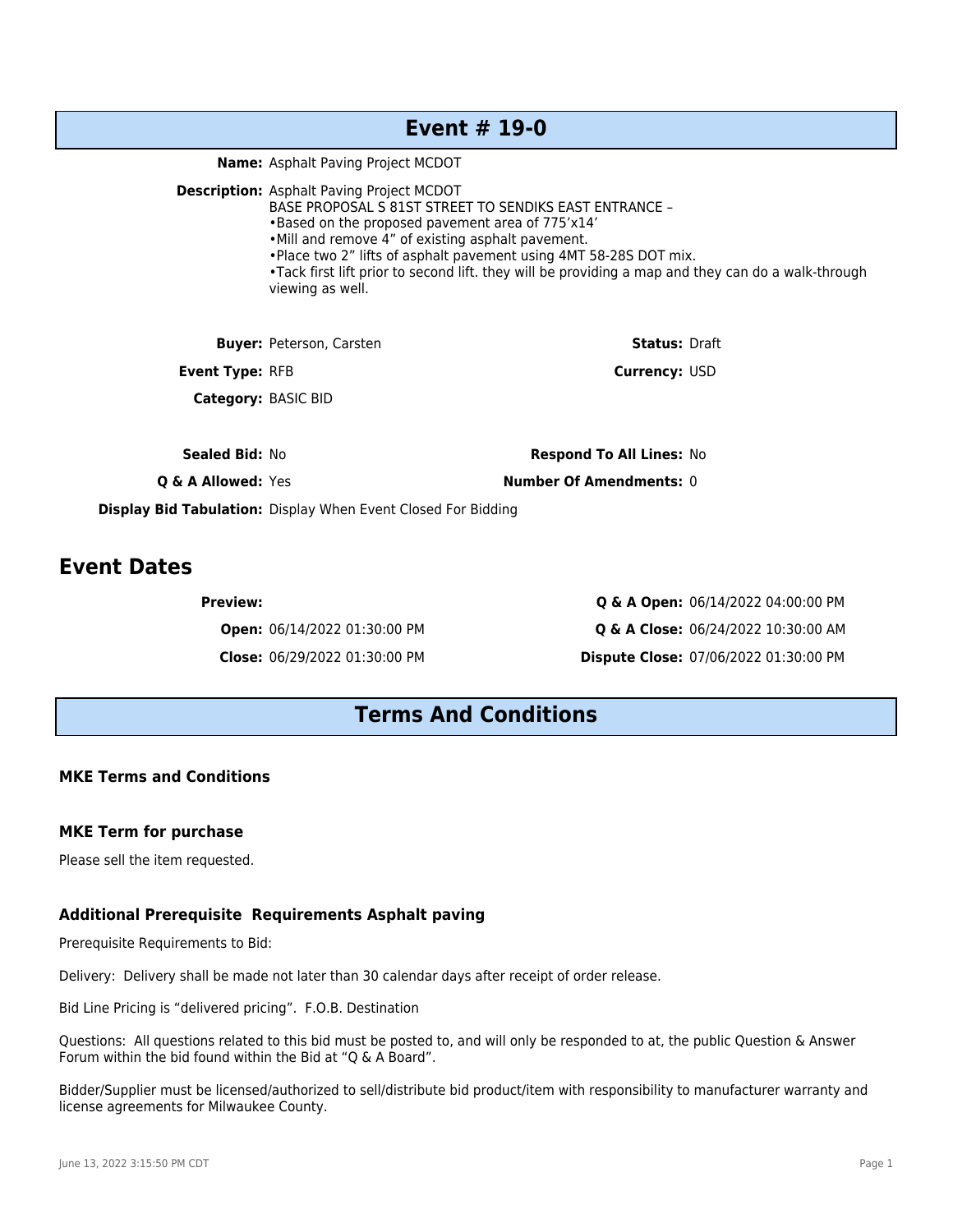# Event # 19-0

**Name:** Asphalt Paving Project MCDOT

**Description:** Asphalt Paving Project MCDOT
BASE PROPOSAL S 81ST STREET TO SENDIKS EAST ENTRANCE –
- Based on the proposed pavement area of 775'x14'
- Mill and remove 4" of existing asphalt pavement.
- Place two 2" lifts of asphalt pavement using 4MT 58-28S DOT mix.
- Tack first lift prior to second lift. they will be providing a map and they can do a walk-through viewing as well.

**Buyer:** Peterson, Carsten

**Status:** Draft

**Event Type:** RFB

**Currency:** USD

**Category:** BASIC BID

**Sealed Bid:** No

**Respond To All Lines:** No

**Q & A Allowed:** Yes

**Number Of Amendments:** 0

**Display Bid Tabulation:** Display When Event Closed For Bidding

## Event Dates

**Preview:**

**Open:** 06/14/2022 01:30:00 PM

**Close:** 06/29/2022 01:30:00 PM

**Q & A Open:** 06/14/2022 04:00:00 PM

**Q & A Close:** 06/24/2022 10:30:00 AM

**Dispute Close:** 07/06/2022 01:30:00 PM

# Terms And Conditions

### MKE Terms and Conditions

### MKE Term for purchase

Please sell the item requested.

### Additional Prerequisite Requirements Asphalt paving

Prerequisite Requirements to Bid:

Delivery: Delivery shall be made not later than 30 calendar days after receipt of order release.

Bid Line Pricing is "delivered pricing". F.O.B. Destination

Questions: All questions related to this bid must be posted to, and will only be responded to at, the public Question & Answer Forum within the bid found within the Bid at "Q & A Board".

Bidder/Supplier must be licensed/authorized to sell/distribute bid product/item with responsibility to manufacturer warranty and license agreements for Milwaukee County.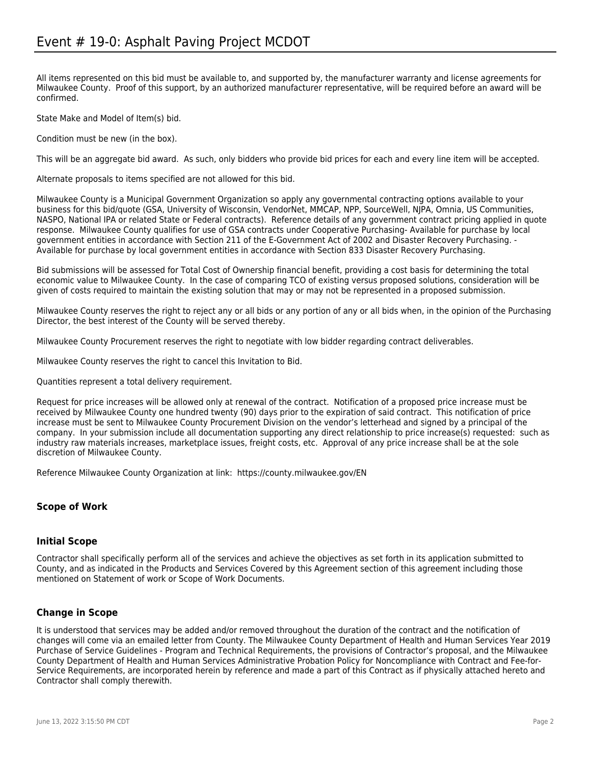All items represented on this bid must be available to, and supported by, the manufacturer warranty and license agreements for Milwaukee County. Proof of this support, by an authorized manufacturer representative, will be required before an award will be confirmed.

State Make and Model of Item(s) bid.

Condition must be new (in the box).

This will be an aggregate bid award. As such, only bidders who provide bid prices for each and every line item will be accepted.

Alternate proposals to items specified are not allowed for this bid.

Milwaukee County is a Municipal Government Organization so apply any governmental contracting options available to your business for this bid/quote (GSA, University of Wisconsin, VendorNet, MMCAP, NPP, SourceWell, NJPA, Omnia, US Communities, NASPO, National IPA or related State or Federal contracts). Reference details of any government contract pricing applied in quote response. Milwaukee County qualifies for use of GSA contracts under Cooperative Purchasing- Available for purchase by local government entities in accordance with Section 211 of the E-Government Act of 2002 and Disaster Recovery Purchasing. - Available for purchase by local government entities in accordance with Section 833 Disaster Recovery Purchasing.

Bid submissions will be assessed for Total Cost of Ownership financial benefit, providing a cost basis for determining the total economic value to Milwaukee County. In the case of comparing TCO of existing versus proposed solutions, consideration will be given of costs required to maintain the existing solution that may or may not be represented in a proposed submission.

Milwaukee County reserves the right to reject any or all bids or any portion of any or all bids when, in the opinion of the Purchasing Director, the best interest of the County will be served thereby.

Milwaukee County Procurement reserves the right to negotiate with low bidder regarding contract deliverables.

Milwaukee County reserves the right to cancel this Invitation to Bid.

Quantities represent a total delivery requirement.

Request for price increases will be allowed only at renewal of the contract. Notification of a proposed price increase must be received by Milwaukee County one hundred twenty (90) days prior to the expiration of said contract. This notification of price increase must be sent to Milwaukee County Procurement Division on the vendor's letterhead and signed by a principal of the company. In your submission include all documentation supporting any direct relationship to price increase(s) requested: such as industry raw materials increases, marketplace issues, freight costs, etc. Approval of any price increase shall be at the sole discretion of Milwaukee County.

Reference Milwaukee County Organization at link: https://county.milwaukee.gov/EN

## Scope of Work

### Initial Scope

Contractor shall specifically perform all of the services and achieve the objectives as set forth in its application submitted to County, and as indicated in the Products and Services Covered by this Agreement section of this agreement including those mentioned on Statement of work or Scope of Work Documents.

### Change in Scope

It is understood that services may be added and/or removed throughout the duration of the contract and the notification of changes will come via an emailed letter from County. The Milwaukee County Department of Health and Human Services Year 2019 Purchase of Service Guidelines - Program and Technical Requirements, the provisions of Contractor's proposal, and the Milwaukee County Department of Health and Human Services Administrative Probation Policy for Noncompliance with Contract and Fee-for-Service Requirements, are incorporated herein by reference and made a part of this Contract as if physically attached hereto and Contractor shall comply therewith.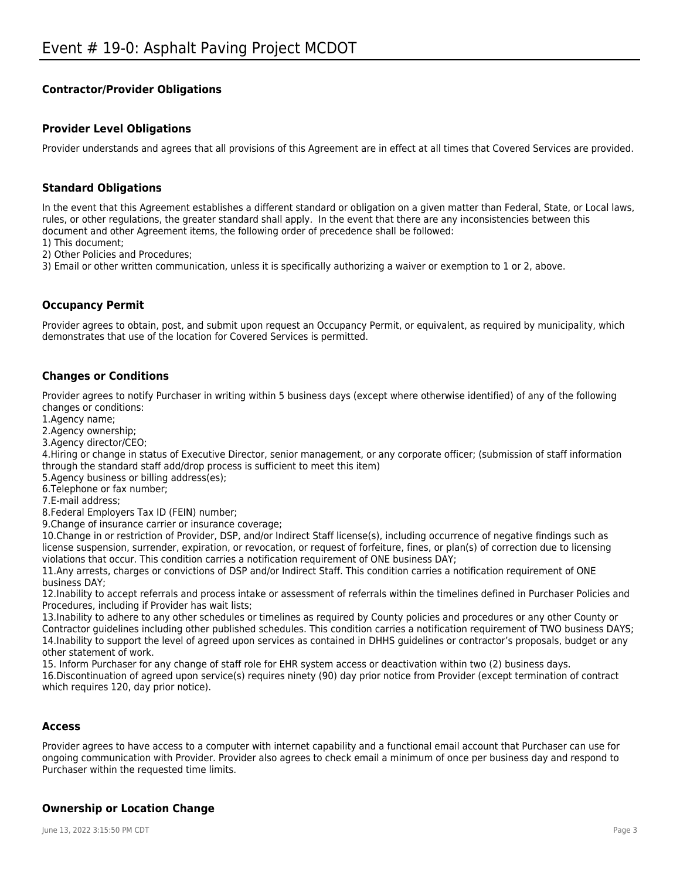### Contractor/Provider Obligations

### Provider Level Obligations

Provider understands and agrees that all provisions of this Agreement are in effect at all times that Covered Services are provided.

### Standard Obligations

In the event that this Agreement establishes a different standard or obligation on a given matter than Federal, State, or Local laws, rules, or other regulations, the greater standard shall apply. In the event that there are any inconsistencies between this document and other Agreement items, the following order of precedence shall be followed:
1) This document;
2) Other Policies and Procedures;
3) Email or other written communication, unless it is specifically authorizing a waiver or exemption to 1 or 2, above.

### Occupancy Permit

Provider agrees to obtain, post, and submit upon request an Occupancy Permit, or equivalent, as required by municipality, which demonstrates that use of the location for Covered Services is permitted.

### Changes or Conditions

Provider agrees to notify Purchaser in writing within 5 business days (except where otherwise identified) of any of the following changes or conditions:
1.Agency name;
2.Agency ownership;
3.Agency director/CEO;
4.Hiring or change in status of Executive Director, senior management, or any corporate officer; (submission of staff information through the standard staff add/drop process is sufficient to meet this item)
5.Agency business or billing address(es);
6.Telephone or fax number;
7.E-mail address;
8.Federal Employers Tax ID (FEIN) number;
9.Change of insurance carrier or insurance coverage;
10.Change in or restriction of Provider, DSP, and/or Indirect Staff license(s), including occurrence of negative findings such as license suspension, surrender, expiration, or revocation, or request of forfeiture, fines, or plan(s) of correction due to licensing violations that occur. This condition carries a notification requirement of ONE business DAY;
11.Any arrests, charges or convictions of DSP and/or Indirect Staff. This condition carries a notification requirement of ONE business DAY;
12.Inability to accept referrals and process intake or assessment of referrals within the timelines defined in Purchaser Policies and Procedures, including if Provider has wait lists;
13.Inability to adhere to any other schedules or timelines as required by County policies and procedures or any other County or Contractor guidelines including other published schedules. This condition carries a notification requirement of TWO business DAYS;
14.Inability to support the level of agreed upon services as contained in DHHS guidelines or contractor's proposals, budget or any other statement of work.
15. Inform Purchaser for any change of staff role for EHR system access or deactivation within two (2) business days.
16.Discontinuation of agreed upon service(s) requires ninety (90) day prior notice from Provider (except termination of contract which requires 120, day prior notice).

### Access

Provider agrees to have access to a computer with internet capability and a functional email account that Purchaser can use for ongoing communication with Provider. Provider also agrees to check email a minimum of once per business day and respond to Purchaser within the requested time limits.

### Ownership or Location Change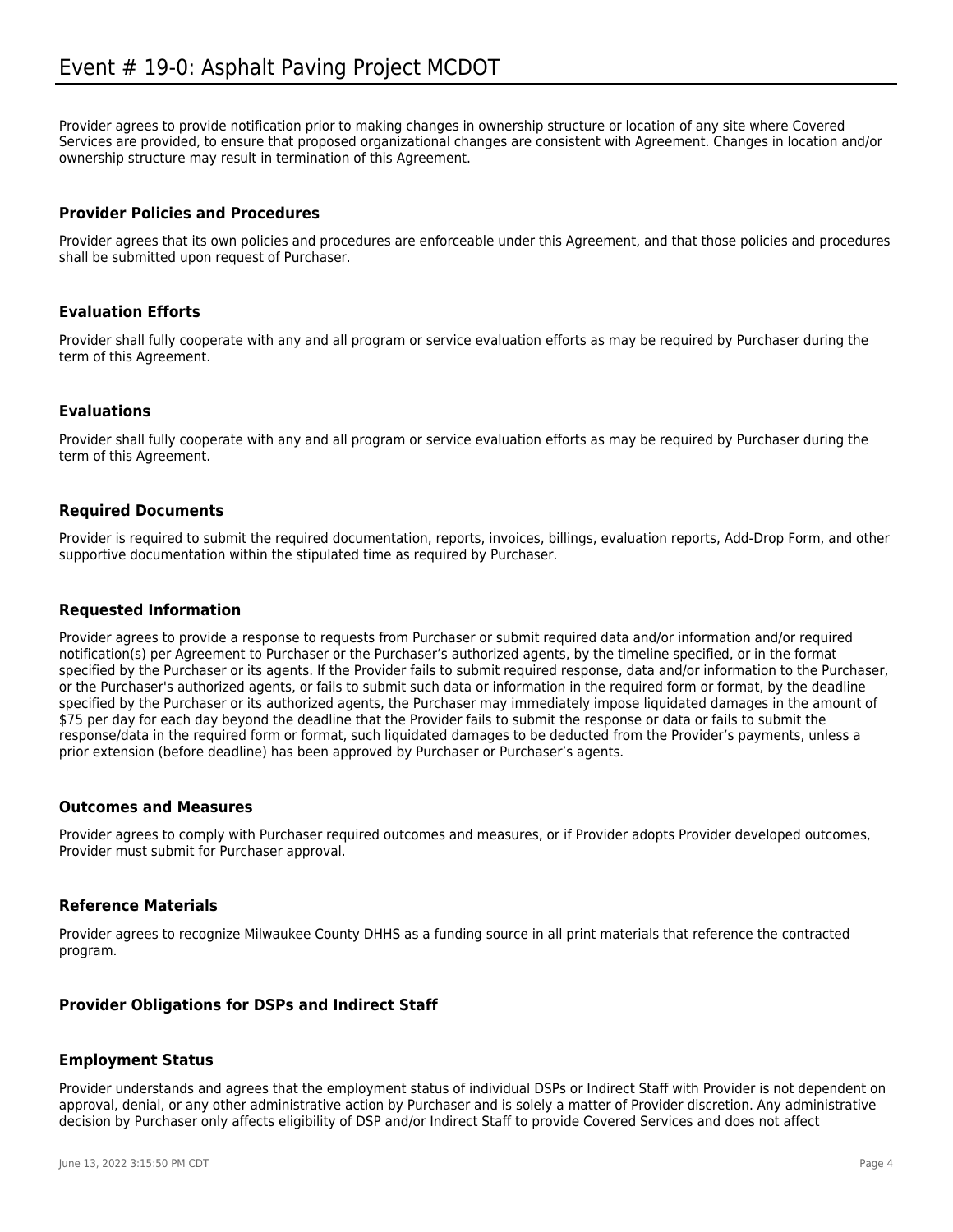Provider agrees to provide notification prior to making changes in ownership structure or location of any site where Covered Services are provided, to ensure that proposed organizational changes are consistent with Agreement. Changes in location and/or ownership structure may result in termination of this Agreement.

### Provider Policies and Procedures

Provider agrees that its own policies and procedures are enforceable under this Agreement, and that those policies and procedures shall be submitted upon request of Purchaser.

### Evaluation Efforts

Provider shall fully cooperate with any and all program or service evaluation efforts as may be required by Purchaser during the term of this Agreement.

### Evaluations

Provider shall fully cooperate with any and all program or service evaluation efforts as may be required by Purchaser during the term of this Agreement.

### Required Documents

Provider is required to submit the required documentation, reports, invoices, billings, evaluation reports, Add-Drop Form, and other supportive documentation within the stipulated time as required by Purchaser.

### Requested Information

Provider agrees to provide a response to requests from Purchaser or submit required data and/or information and/or required notification(s) per Agreement to Purchaser or the Purchaser's authorized agents, by the timeline specified, or in the format specified by the Purchaser or its agents. If the Provider fails to submit required response, data and/or information to the Purchaser, or the Purchaser's authorized agents, or fails to submit such data or information in the required form or format, by the deadline specified by the Purchaser or its authorized agents, the Purchaser may immediately impose liquidated damages in the amount of $75 per day for each day beyond the deadline that the Provider fails to submit the response or data or fails to submit the response/data in the required form or format, such liquidated damages to be deducted from the Provider's payments, unless a prior extension (before deadline) has been approved by Purchaser or Purchaser's agents.

### Outcomes and Measures

Provider agrees to comply with Purchaser required outcomes and measures, or if Provider adopts Provider developed outcomes, Provider must submit for Purchaser approval.

### Reference Materials

Provider agrees to recognize Milwaukee County DHHS as a funding source in all print materials that reference the contracted program.

### Provider Obligations for DSPs and Indirect Staff

### Employment Status

Provider understands and agrees that the employment status of individual DSPs or Indirect Staff with Provider is not dependent on approval, denial, or any other administrative action by Purchaser and is solely a matter of Provider discretion. Any administrative decision by Purchaser only affects eligibility of DSP and/or Indirect Staff to provide Covered Services and does not affect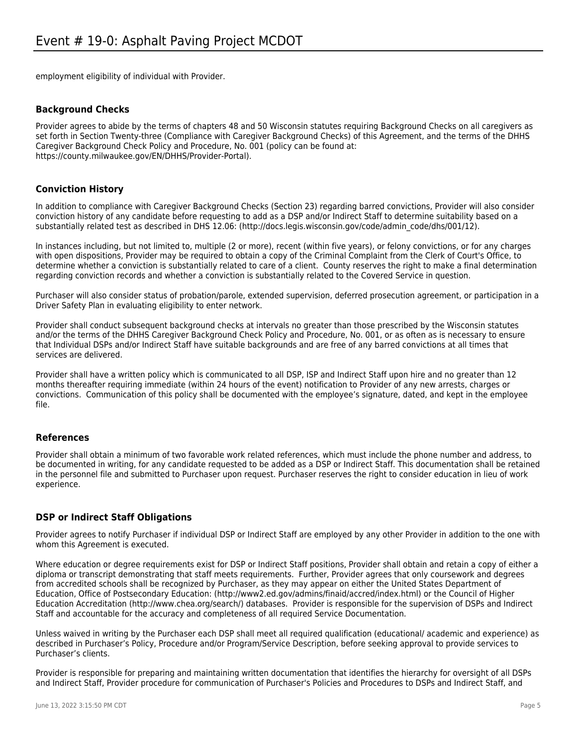employment eligibility of individual with Provider.

### Background Checks

Provider agrees to abide by the terms of chapters 48 and 50 Wisconsin statutes requiring Background Checks on all caregivers as set forth in Section Twenty-three (Compliance with Caregiver Background Checks) of this Agreement, and the terms of the DHHS Caregiver Background Check Policy and Procedure, No. 001 (policy can be found at: https://county.milwaukee.gov/EN/DHHS/Provider-Portal).

### Conviction History

In addition to compliance with Caregiver Background Checks (Section 23) regarding barred convictions, Provider will also consider conviction history of any candidate before requesting to add as a DSP and/or Indirect Staff to determine suitability based on a substantially related test as described in DHS 12.06: (http://docs.legis.wisconsin.gov/code/admin_code/dhs/001/12).

In instances including, but not limited to, multiple (2 or more), recent (within five years), or felony convictions, or for any charges with open dispositions, Provider may be required to obtain a copy of the Criminal Complaint from the Clerk of Court's Office, to determine whether a conviction is substantially related to care of a client. County reserves the right to make a final determination regarding conviction records and whether a conviction is substantially related to the Covered Service in question.

Purchaser will also consider status of probation/parole, extended supervision, deferred prosecution agreement, or participation in a Driver Safety Plan in evaluating eligibility to enter network.

Provider shall conduct subsequent background checks at intervals no greater than those prescribed by the Wisconsin statutes and/or the terms of the DHHS Caregiver Background Check Policy and Procedure, No. 001, or as often as is necessary to ensure that Individual DSPs and/or Indirect Staff have suitable backgrounds and are free of any barred convictions at all times that services are delivered.

Provider shall have a written policy which is communicated to all DSP, ISP and Indirect Staff upon hire and no greater than 12 months thereafter requiring immediate (within 24 hours of the event) notification to Provider of any new arrests, charges or convictions. Communication of this policy shall be documented with the employee's signature, dated, and kept in the employee file.

### References

Provider shall obtain a minimum of two favorable work related references, which must include the phone number and address, to be documented in writing, for any candidate requested to be added as a DSP or Indirect Staff. This documentation shall be retained in the personnel file and submitted to Purchaser upon request. Purchaser reserves the right to consider education in lieu of work experience.

### DSP or Indirect Staff Obligations

Provider agrees to notify Purchaser if individual DSP or Indirect Staff are employed by any other Provider in addition to the one with whom this Agreement is executed.

Where education or degree requirements exist for DSP or Indirect Staff positions, Provider shall obtain and retain a copy of either a diploma or transcript demonstrating that staff meets requirements. Further, Provider agrees that only coursework and degrees from accredited schools shall be recognized by Purchaser, as they may appear on either the United States Department of Education, Office of Postsecondary Education: (http://www2.ed.gov/admins/finaid/accred/index.html) or the Council of Higher Education Accreditation (http://www.chea.org/search/) databases. Provider is responsible for the supervision of DSPs and Indirect Staff and accountable for the accuracy and completeness of all required Service Documentation.

Unless waived in writing by the Purchaser each DSP shall meet all required qualification (educational/ academic and experience) as described in Purchaser's Policy, Procedure and/or Program/Service Description, before seeking approval to provide services to Purchaser's clients.

Provider is responsible for preparing and maintaining written documentation that identifies the hierarchy for oversight of all DSPs and Indirect Staff, Provider procedure for communication of Purchaser's Policies and Procedures to DSPs and Indirect Staff, and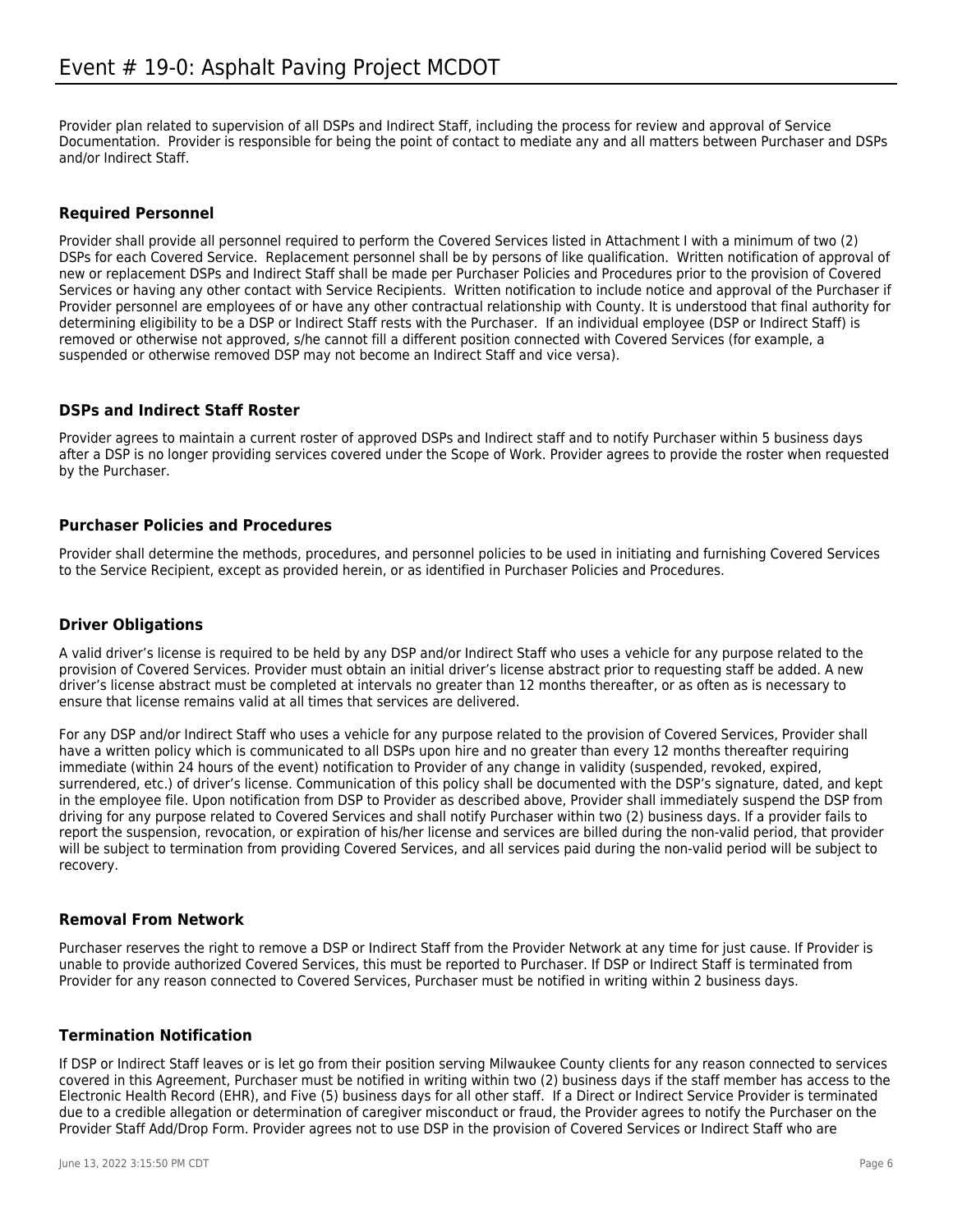Provider plan related to supervision of all DSPs and Indirect Staff, including the process for review and approval of Service Documentation. Provider is responsible for being the point of contact to mediate any and all matters between Purchaser and DSPs and/or Indirect Staff.

### Required Personnel

Provider shall provide all personnel required to perform the Covered Services listed in Attachment I with a minimum of two (2) DSPs for each Covered Service. Replacement personnel shall be by persons of like qualification. Written notification of approval of new or replacement DSPs and Indirect Staff shall be made per Purchaser Policies and Procedures prior to the provision of Covered Services or having any other contact with Service Recipients. Written notification to include notice and approval of the Purchaser if Provider personnel are employees of or have any other contractual relationship with County. It is understood that final authority for determining eligibility to be a DSP or Indirect Staff rests with the Purchaser. If an individual employee (DSP or Indirect Staff) is removed or otherwise not approved, s/he cannot fill a different position connected with Covered Services (for example, a suspended or otherwise removed DSP may not become an Indirect Staff and vice versa).

### DSPs and Indirect Staff Roster

Provider agrees to maintain a current roster of approved DSPs and Indirect staff and to notify Purchaser within 5 business days after a DSP is no longer providing services covered under the Scope of Work. Provider agrees to provide the roster when requested by the Purchaser.

### Purchaser Policies and Procedures

Provider shall determine the methods, procedures, and personnel policies to be used in initiating and furnishing Covered Services to the Service Recipient, except as provided herein, or as identified in Purchaser Policies and Procedures.

### Driver Obligations

A valid driver's license is required to be held by any DSP and/or Indirect Staff who uses a vehicle for any purpose related to the provision of Covered Services. Provider must obtain an initial driver's license abstract prior to requesting staff be added. A new driver's license abstract must be completed at intervals no greater than 12 months thereafter, or as often as is necessary to ensure that license remains valid at all times that services are delivered.

For any DSP and/or Indirect Staff who uses a vehicle for any purpose related to the provision of Covered Services, Provider shall have a written policy which is communicated to all DSPs upon hire and no greater than every 12 months thereafter requiring immediate (within 24 hours of the event) notification to Provider of any change in validity (suspended, revoked, expired, surrendered, etc.) of driver's license. Communication of this policy shall be documented with the DSP's signature, dated, and kept in the employee file. Upon notification from DSP to Provider as described above, Provider shall immediately suspend the DSP from driving for any purpose related to Covered Services and shall notify Purchaser within two (2) business days. If a provider fails to report the suspension, revocation, or expiration of his/her license and services are billed during the non-valid period, that provider will be subject to termination from providing Covered Services, and all services paid during the non-valid period will be subject to recovery.

### Removal From Network

Purchaser reserves the right to remove a DSP or Indirect Staff from the Provider Network at any time for just cause. If Provider is unable to provide authorized Covered Services, this must be reported to Purchaser. If DSP or Indirect Staff is terminated from Provider for any reason connected to Covered Services, Purchaser must be notified in writing within 2 business days.

### Termination Notification

If DSP or Indirect Staff leaves or is let go from their position serving Milwaukee County clients for any reason connected to services covered in this Agreement, Purchaser must be notified in writing within two (2) business days if the staff member has access to the Electronic Health Record (EHR), and Five (5) business days for all other staff. If a Direct or Indirect Service Provider is terminated due to a credible allegation or determination of caregiver misconduct or fraud, the Provider agrees to notify the Purchaser on the Provider Staff Add/Drop Form. Provider agrees not to use DSP in the provision of Covered Services or Indirect Staff who are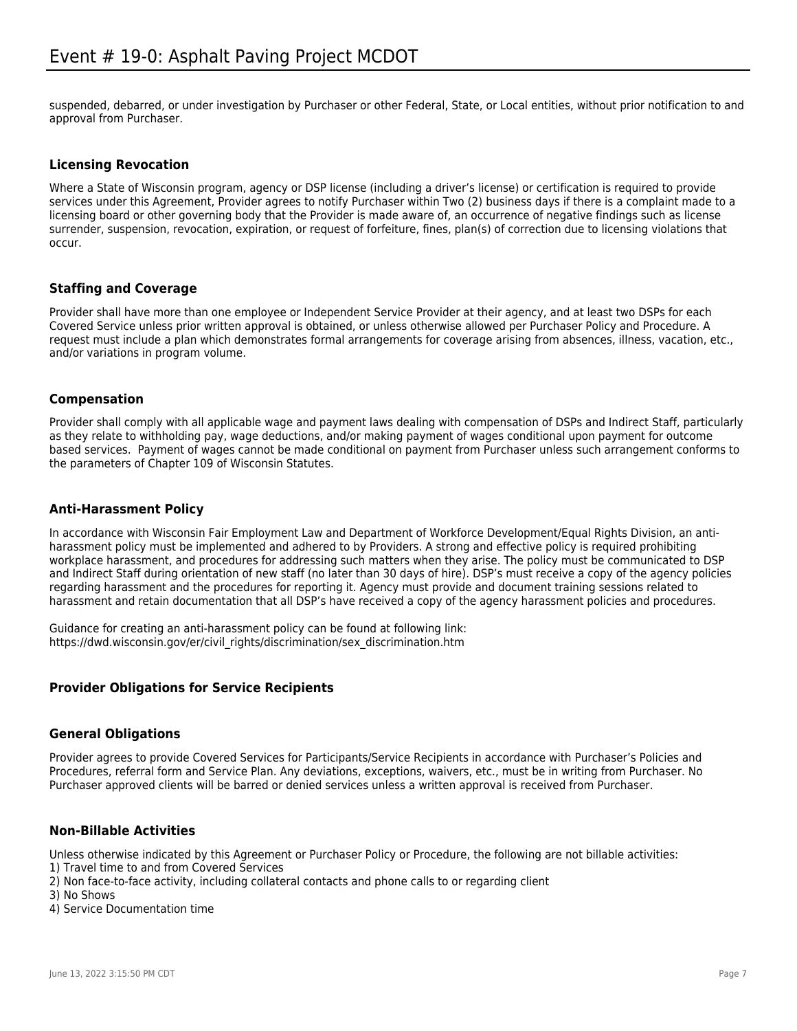suspended, debarred, or under investigation by Purchaser or other Federal, State, or Local entities, without prior notification to and approval from Purchaser.

### Licensing Revocation

Where a State of Wisconsin program, agency or DSP license (including a driver's license) or certification is required to provide services under this Agreement, Provider agrees to notify Purchaser within Two (2) business days if there is a complaint made to a licensing board or other governing body that the Provider is made aware of, an occurrence of negative findings such as license surrender, suspension, revocation, expiration, or request of forfeiture, fines, plan(s) of correction due to licensing violations that occur.

### Staffing and Coverage

Provider shall have more than one employee or Independent Service Provider at their agency, and at least two DSPs for each Covered Service unless prior written approval is obtained, or unless otherwise allowed per Purchaser Policy and Procedure. A request must include a plan which demonstrates formal arrangements for coverage arising from absences, illness, vacation, etc., and/or variations in program volume.

### Compensation

Provider shall comply with all applicable wage and payment laws dealing with compensation of DSPs and Indirect Staff, particularly as they relate to withholding pay, wage deductions, and/or making payment of wages conditional upon payment for outcome based services. Payment of wages cannot be made conditional on payment from Purchaser unless such arrangement conforms to the parameters of Chapter 109 of Wisconsin Statutes.

### Anti-Harassment Policy

In accordance with Wisconsin Fair Employment Law and Department of Workforce Development/Equal Rights Division, an anti-harassment policy must be implemented and adhered to by Providers. A strong and effective policy is required prohibiting workplace harassment, and procedures for addressing such matters when they arise. The policy must be communicated to DSP and Indirect Staff during orientation of new staff (no later than 30 days of hire). DSP's must receive a copy of the agency policies regarding harassment and the procedures for reporting it. Agency must provide and document training sessions related to harassment and retain documentation that all DSP's have received a copy of the agency harassment policies and procedures.

Guidance for creating an anti-harassment policy can be found at following link:
https://dwd.wisconsin.gov/er/civil_rights/discrimination/sex_discrimination.htm

### Provider Obligations for Service Recipients

### General Obligations

Provider agrees to provide Covered Services for Participants/Service Recipients in accordance with Purchaser's Policies and Procedures, referral form and Service Plan. Any deviations, exceptions, waivers, etc., must be in writing from Purchaser. No Purchaser approved clients will be barred or denied services unless a written approval is received from Purchaser.

### Non-Billable Activities

Unless otherwise indicated by this Agreement or Purchaser Policy or Procedure, the following are not billable activities:
1) Travel time to and from Covered Services
2) Non face-to-face activity, including collateral contacts and phone calls to or regarding client
3) No Shows
4) Service Documentation time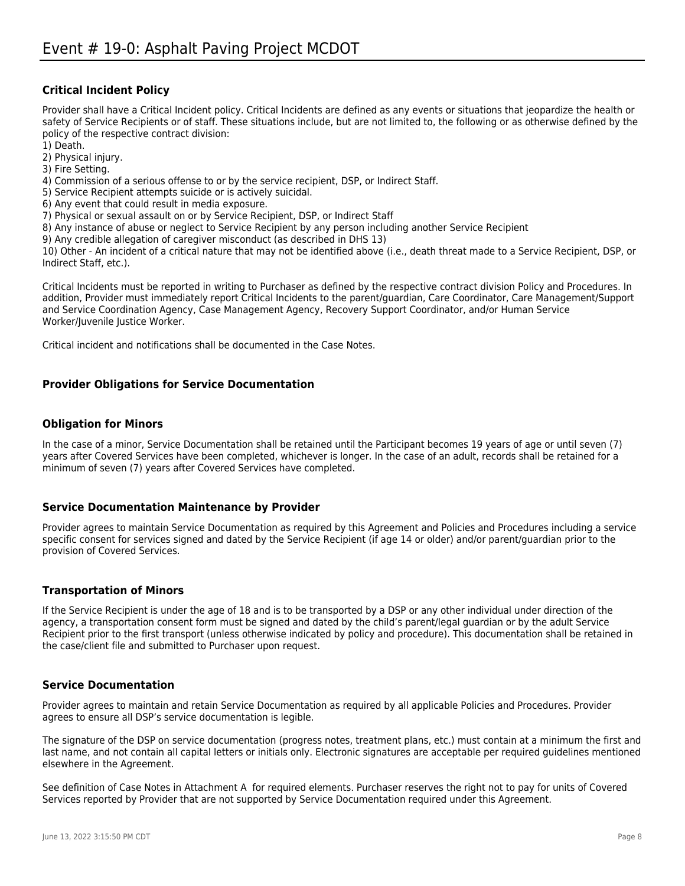### Critical Incident Policy

Provider shall have a Critical Incident policy. Critical Incidents are defined as any events or situations that jeopardize the health or safety of Service Recipients or of staff. These situations include, but are not limited to, the following or as otherwise defined by the policy of the respective contract division:

1) Death.
2) Physical injury.
3) Fire Setting.
4) Commission of a serious offense to or by the service recipient, DSP, or Indirect Staff.
5) Service Recipient attempts suicide or is actively suicidal.
6) Any event that could result in media exposure.
7) Physical or sexual assault on or by Service Recipient, DSP, or Indirect Staff
8) Any instance of abuse or neglect to Service Recipient by any person including another Service Recipient
9) Any credible allegation of caregiver misconduct (as described in DHS 13)
10) Other - An incident of a critical nature that may not be identified above (i.e., death threat made to a Service Recipient, DSP, or Indirect Staff, etc.).

Critical Incidents must be reported in writing to Purchaser as defined by the respective contract division Policy and Procedures. In addition, Provider must immediately report Critical Incidents to the parent/guardian, Care Coordinator, Care Management/Support and Service Coordination Agency, Case Management Agency, Recovery Support Coordinator, and/or Human Service Worker/Juvenile Justice Worker.

Critical incident and notifications shall be documented in the Case Notes.

### Provider Obligations for Service Documentation

### Obligation for Minors

In the case of a minor, Service Documentation shall be retained until the Participant becomes 19 years of age or until seven (7) years after Covered Services have been completed, whichever is longer. In the case of an adult, records shall be retained for a minimum of seven (7) years after Covered Services have completed.

### Service Documentation Maintenance by Provider

Provider agrees to maintain Service Documentation as required by this Agreement and Policies and Procedures including a service specific consent for services signed and dated by the Service Recipient (if age 14 or older) and/or parent/guardian prior to the provision of Covered Services.

### Transportation of Minors

If the Service Recipient is under the age of 18 and is to be transported by a DSP or any other individual under direction of the agency, a transportation consent form must be signed and dated by the child's parent/legal guardian or by the adult Service Recipient prior to the first transport (unless otherwise indicated by policy and procedure). This documentation shall be retained in the case/client file and submitted to Purchaser upon request.

### Service Documentation

Provider agrees to maintain and retain Service Documentation as required by all applicable Policies and Procedures. Provider agrees to ensure all DSP's service documentation is legible.

The signature of the DSP on service documentation (progress notes, treatment plans, etc.) must contain at a minimum the first and last name, and not contain all capital letters or initials only. Electronic signatures are acceptable per required guidelines mentioned elsewhere in the Agreement.

See definition of Case Notes in Attachment A for required elements. Purchaser reserves the right not to pay for units of Covered Services reported by Provider that are not supported by Service Documentation required under this Agreement.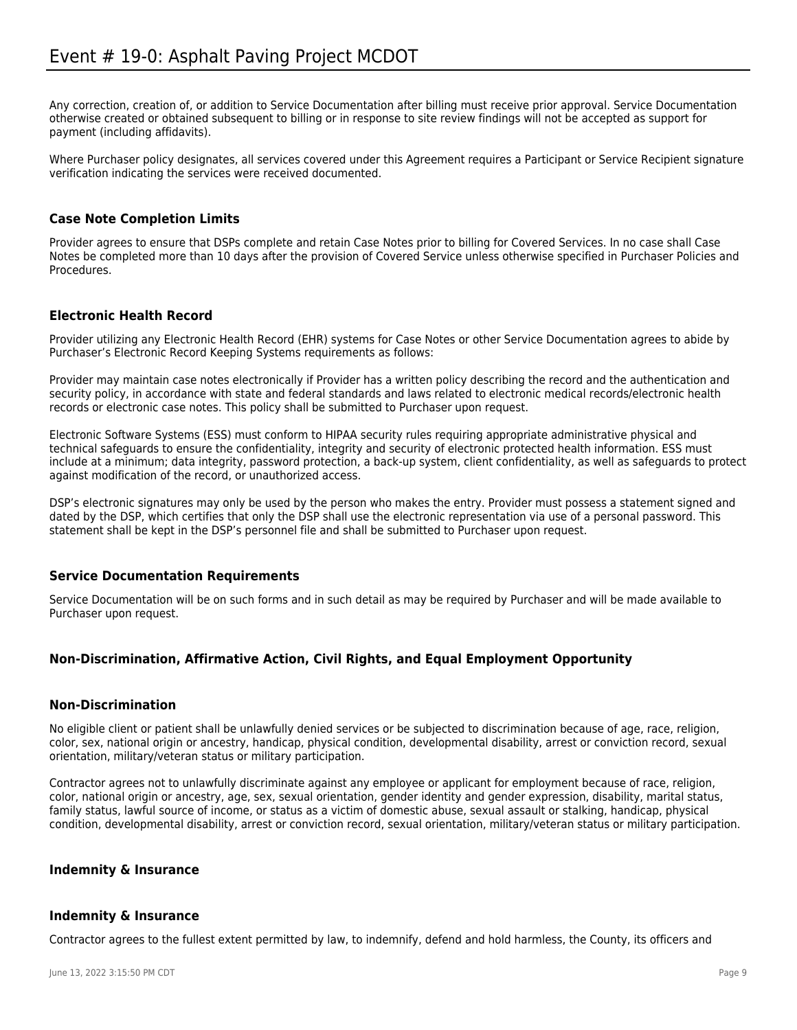Any correction, creation of, or addition to Service Documentation after billing must receive prior approval. Service Documentation otherwise created or obtained subsequent to billing or in response to site review findings will not be accepted as support for payment (including affidavits).

Where Purchaser policy designates, all services covered under this Agreement requires a Participant or Service Recipient signature verification indicating the services were received documented.

### Case Note Completion Limits

Provider agrees to ensure that DSPs complete and retain Case Notes prior to billing for Covered Services. In no case shall Case Notes be completed more than 10 days after the provision of Covered Service unless otherwise specified in Purchaser Policies and Procedures.

### Electronic Health Record

Provider utilizing any Electronic Health Record (EHR) systems for Case Notes or other Service Documentation agrees to abide by Purchaser's Electronic Record Keeping Systems requirements as follows:

Provider may maintain case notes electronically if Provider has a written policy describing the record and the authentication and security policy, in accordance with state and federal standards and laws related to electronic medical records/electronic health records or electronic case notes. This policy shall be submitted to Purchaser upon request.

Electronic Software Systems (ESS) must conform to HIPAA security rules requiring appropriate administrative physical and technical safeguards to ensure the confidentiality, integrity and security of electronic protected health information. ESS must include at a minimum; data integrity, password protection, a back-up system, client confidentiality, as well as safeguards to protect against modification of the record, or unauthorized access.

DSP's electronic signatures may only be used by the person who makes the entry. Provider must possess a statement signed and dated by the DSP, which certifies that only the DSP shall use the electronic representation via use of a personal password. This statement shall be kept in the DSP's personnel file and shall be submitted to Purchaser upon request.

### Service Documentation Requirements

Service Documentation will be on such forms and in such detail as may be required by Purchaser and will be made available to Purchaser upon request.

### Non-Discrimination, Affirmative Action, Civil Rights, and Equal Employment Opportunity

### Non-Discrimination

No eligible client or patient shall be unlawfully denied services or be subjected to discrimination because of age, race, religion, color, sex, national origin or ancestry, handicap, physical condition, developmental disability, arrest or conviction record, sexual orientation, military/veteran status or military participation.

Contractor agrees not to unlawfully discriminate against any employee or applicant for employment because of race, religion, color, national origin or ancestry, age, sex, sexual orientation, gender identity and gender expression, disability, marital status, family status, lawful source of income, or status as a victim of domestic abuse, sexual assault or stalking, handicap, physical condition, developmental disability, arrest or conviction record, sexual orientation, military/veteran status or military participation.

### Indemnity & Insurance

### Indemnity & Insurance

Contractor agrees to the fullest extent permitted by law, to indemnify, defend and hold harmless, the County, its officers and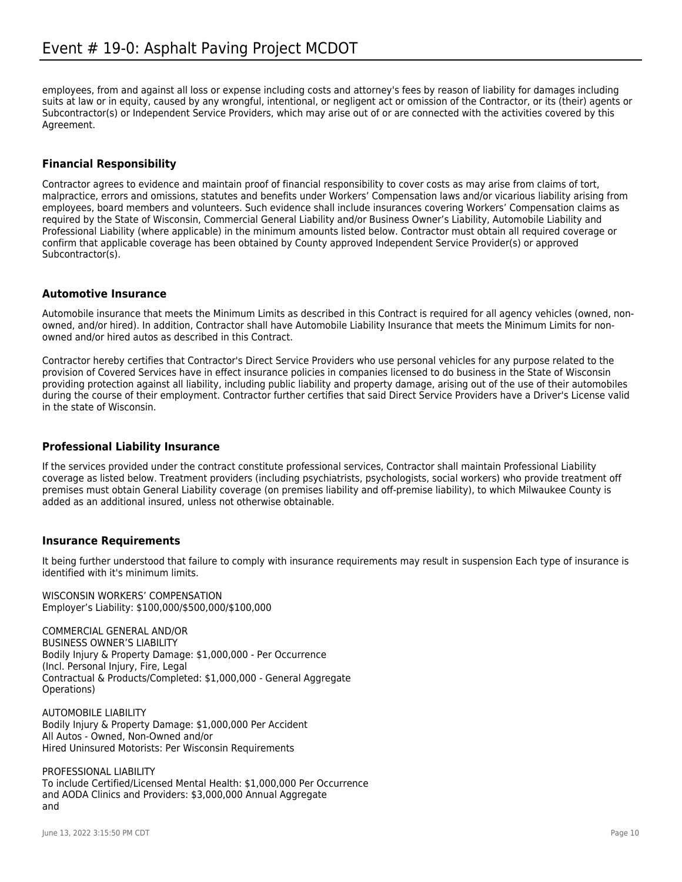employees, from and against all loss or expense including costs and attorney's fees by reason of liability for damages including suits at law or in equity, caused by any wrongful, intentional, or negligent act or omission of the Contractor, or its (their) agents or Subcontractor(s) or Independent Service Providers, which may arise out of or are connected with the activities covered by this Agreement.

### Financial Responsibility

Contractor agrees to evidence and maintain proof of financial responsibility to cover costs as may arise from claims of tort, malpractice, errors and omissions, statutes and benefits under Workers' Compensation laws and/or vicarious liability arising from employees, board members and volunteers. Such evidence shall include insurances covering Workers' Compensation claims as required by the State of Wisconsin, Commercial General Liability and/or Business Owner's Liability, Automobile Liability and Professional Liability (where applicable) in the minimum amounts listed below. Contractor must obtain all required coverage or confirm that applicable coverage has been obtained by County approved Independent Service Provider(s) or approved Subcontractor(s).

### Automotive Insurance

Automobile insurance that meets the Minimum Limits as described in this Contract is required for all agency vehicles (owned, non-owned, and/or hired). In addition, Contractor shall have Automobile Liability Insurance that meets the Minimum Limits for non-owned and/or hired autos as described in this Contract.

Contractor hereby certifies that Contractor's Direct Service Providers who use personal vehicles for any purpose related to the provision of Covered Services have in effect insurance policies in companies licensed to do business in the State of Wisconsin providing protection against all liability, including public liability and property damage, arising out of the use of their automobiles during the course of their employment. Contractor further certifies that said Direct Service Providers have a Driver's License valid in the state of Wisconsin.

### Professional Liability Insurance

If the services provided under the contract constitute professional services, Contractor shall maintain Professional Liability coverage as listed below. Treatment providers (including psychiatrists, psychologists, social workers) who provide treatment off premises must obtain General Liability coverage (on premises liability and off-premise liability), to which Milwaukee County is added as an additional insured, unless not otherwise obtainable.

### Insurance Requirements

It being further understood that failure to comply with insurance requirements may result in suspension Each type of insurance is identified with it's minimum limits.

WISCONSIN WORKERS' COMPENSATION
Employer's Liability: $100,000/$500,000/$100,000

COMMERCIAL GENERAL AND/OR
BUSINESS OWNER'S LIABILITY
Bodily Injury & Property Damage: $1,000,000 - Per Occurrence
(Incl. Personal Injury, Fire, Legal
Contractual & Products/Completed: $1,000,000 - General Aggregate
Operations)

AUTOMOBILE LIABILITY
Bodily Injury & Property Damage: $1,000,000 Per Accident
All Autos - Owned, Non-Owned and/or
Hired Uninsured Motorists: Per Wisconsin Requirements

PROFESSIONAL LIABILITY
To include Certified/Licensed Mental Health: $1,000,000 Per Occurrence
and AODA Clinics and Providers: $3,000,000 Annual Aggregate
and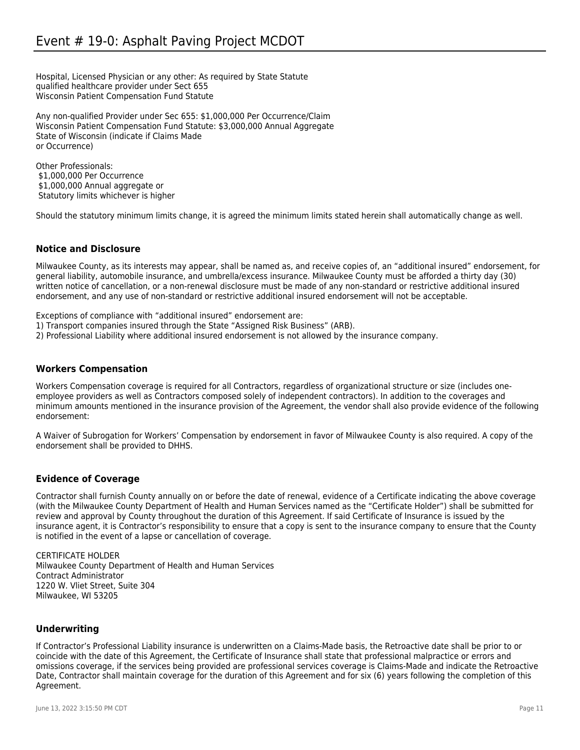Hospital, Licensed Physician or any other: As required by State Statute
qualified healthcare provider under Sect 655
Wisconsin Patient Compensation Fund Statute

Any non-qualified Provider under Sec 655: $1,000,000 Per Occurrence/Claim
Wisconsin Patient Compensation Fund Statute: $3,000,000 Annual Aggregate
State of Wisconsin (indicate if Claims Made
or Occurrence)

Other Professionals:
$1,000,000 Per Occurrence
$1,000,000 Annual aggregate or
Statutory limits whichever is higher

Should the statutory minimum limits change, it is agreed the minimum limits stated herein shall automatically change as well.

### Notice and Disclosure

Milwaukee County, as its interests may appear, shall be named as, and receive copies of, an "additional insured" endorsement, for general liability, automobile insurance, and umbrella/excess insurance. Milwaukee County must be afforded a thirty day (30) written notice of cancellation, or a non-renewal disclosure must be made of any non-standard or restrictive additional insured endorsement, and any use of non-standard or restrictive additional insured endorsement will not be acceptable.

Exceptions of compliance with "additional insured" endorsement are:
1) Transport companies insured through the State "Assigned Risk Business" (ARB).
2) Professional Liability where additional insured endorsement is not allowed by the insurance company.

### Workers Compensation

Workers Compensation coverage is required for all Contractors, regardless of organizational structure or size (includes one-employee providers as well as Contractors composed solely of independent contractors). In addition to the coverages and minimum amounts mentioned in the insurance provision of the Agreement, the vendor shall also provide evidence of the following endorsement:

A Waiver of Subrogation for Workers' Compensation by endorsement in favor of Milwaukee County is also required. A copy of the endorsement shall be provided to DHHS.

### Evidence of Coverage

Contractor shall furnish County annually on or before the date of renewal, evidence of a Certificate indicating the above coverage (with the Milwaukee County Department of Health and Human Services named as the "Certificate Holder") shall be submitted for review and approval by County throughout the duration of this Agreement. If said Certificate of Insurance is issued by the insurance agent, it is Contractor's responsibility to ensure that a copy is sent to the insurance company to ensure that the County is notified in the event of a lapse or cancellation of coverage.

CERTIFICATE HOLDER
Milwaukee County Department of Health and Human Services
Contract Administrator
1220 W. Vliet Street, Suite 304
Milwaukee, WI 53205

### Underwriting

If Contractor's Professional Liability insurance is underwritten on a Claims-Made basis, the Retroactive date shall be prior to or coincide with the date of this Agreement, the Certificate of Insurance shall state that professional malpractice or errors and omissions coverage, if the services being provided are professional services coverage is Claims-Made and indicate the Retroactive Date, Contractor shall maintain coverage for the duration of this Agreement and for six (6) years following the completion of this Agreement.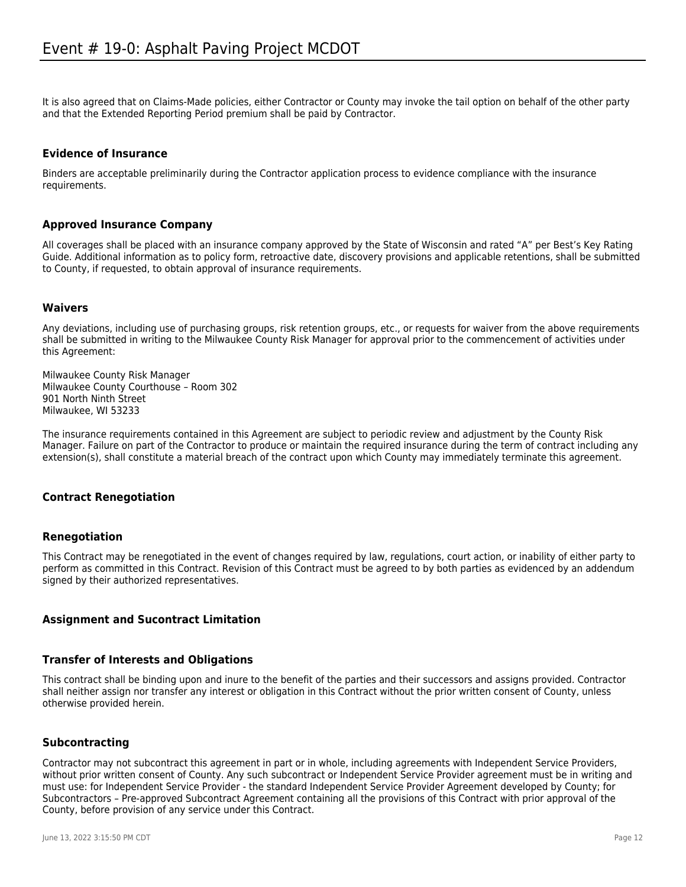It is also agreed that on Claims-Made policies, either Contractor or County may invoke the tail option on behalf of the other party and that the Extended Reporting Period premium shall be paid by Contractor.

### Evidence of Insurance

Binders are acceptable preliminarily during the Contractor application process to evidence compliance with the insurance requirements.

### Approved Insurance Company

All coverages shall be placed with an insurance company approved by the State of Wisconsin and rated "A" per Best's Key Rating Guide. Additional information as to policy form, retroactive date, discovery provisions and applicable retentions, shall be submitted to County, if requested, to obtain approval of insurance requirements.

### Waivers

Any deviations, including use of purchasing groups, risk retention groups, etc., or requests for waiver from the above requirements shall be submitted in writing to the Milwaukee County Risk Manager for approval prior to the commencement of activities under this Agreement:

Milwaukee County Risk Manager
Milwaukee County Courthouse – Room 302
901 North Ninth Street
Milwaukee, WI 53233

The insurance requirements contained in this Agreement are subject to periodic review and adjustment by the County Risk Manager. Failure on part of the Contractor to produce or maintain the required insurance during the term of contract including any extension(s), shall constitute a material breach of the contract upon which County may immediately terminate this agreement.

## Contract Renegotiation

### Renegotiation

This Contract may be renegotiated in the event of changes required by law, regulations, court action, or inability of either party to perform as committed in this Contract. Revision of this Contract must be agreed to by both parties as evidenced by an addendum signed by their authorized representatives.

## Assignment and Sucontract Limitation

### Transfer of Interests and Obligations

This contract shall be binding upon and inure to the benefit of the parties and their successors and assigns provided. Contractor shall neither assign nor transfer any interest or obligation in this Contract without the prior written consent of County, unless otherwise provided herein.

### Subcontracting

Contractor may not subcontract this agreement in part or in whole, including agreements with Independent Service Providers, without prior written consent of County. Any such subcontract or Independent Service Provider agreement must be in writing and must use: for Independent Service Provider - the standard Independent Service Provider Agreement developed by County; for Subcontractors – Pre-approved Subcontract Agreement containing all the provisions of this Contract with prior approval of the County, before provision of any service under this Contract.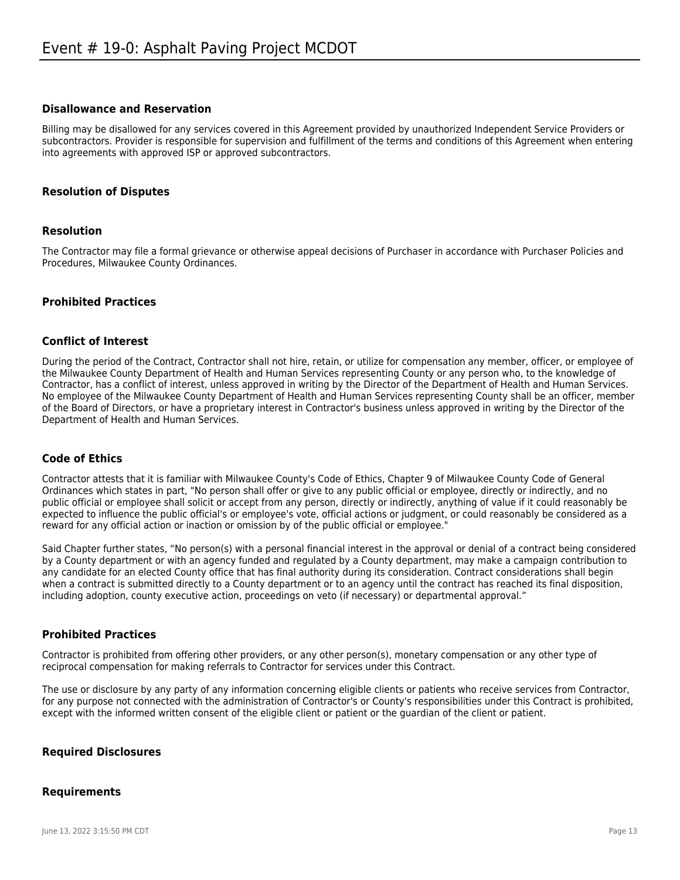### Disallowance and Reservation

Billing may be disallowed for any services covered in this Agreement provided by unauthorized Independent Service Providers or subcontractors. Provider is responsible for supervision and fulfillment of the terms and conditions of this Agreement when entering into agreements with approved ISP or approved subcontractors.

### Resolution of Disputes

### Resolution

The Contractor may file a formal grievance or otherwise appeal decisions of Purchaser in accordance with Purchaser Policies and Procedures, Milwaukee County Ordinances.

### Prohibited Practices

### Conflict of Interest

During the period of the Contract, Contractor shall not hire, retain, or utilize for compensation any member, officer, or employee of the Milwaukee County Department of Health and Human Services representing County or any person who, to the knowledge of Contractor, has a conflict of interest, unless approved in writing by the Director of the Department of Health and Human Services. No employee of the Milwaukee County Department of Health and Human Services representing County shall be an officer, member of the Board of Directors, or have a proprietary interest in Contractor's business unless approved in writing by the Director of the Department of Health and Human Services.

### Code of Ethics

Contractor attests that it is familiar with Milwaukee County's Code of Ethics, Chapter 9 of Milwaukee County Code of General Ordinances which states in part, "No person shall offer or give to any public official or employee, directly or indirectly, and no public official or employee shall solicit or accept from any person, directly or indirectly, anything of value if it could reasonably be expected to influence the public official's or employee's vote, official actions or judgment, or could reasonably be considered as a reward for any official action or inaction or omission by of the public official or employee."

Said Chapter further states, “No person(s) with a personal financial interest in the approval or denial of a contract being considered by a County department or with an agency funded and regulated by a County department, may make a campaign contribution to any candidate for an elected County office that has final authority during its consideration. Contract considerations shall begin when a contract is submitted directly to a County department or to an agency until the contract has reached its final disposition, including adoption, county executive action, proceedings on veto (if necessary) or departmental approval.”

### Prohibited Practices

Contractor is prohibited from offering other providers, or any other person(s), monetary compensation or any other type of reciprocal compensation for making referrals to Contractor for services under this Contract.

The use or disclosure by any party of any information concerning eligible clients or patients who receive services from Contractor, for any purpose not connected with the administration of Contractor's or County's responsibilities under this Contract is prohibited, except with the informed written consent of the eligible client or patient or the guardian of the client or patient.

### Required Disclosures

### Requirements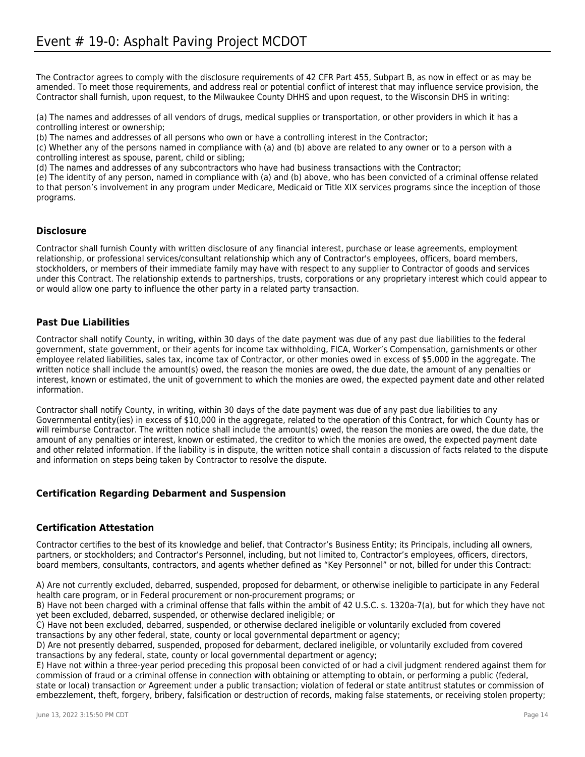The Contractor agrees to comply with the disclosure requirements of 42 CFR Part 455, Subpart B, as now in effect or as may be amended. To meet those requirements, and address real or potential conflict of interest that may influence service provision, the Contractor shall furnish, upon request, to the Milwaukee County DHHS and upon request, to the Wisconsin DHS in writing:

(a) The names and addresses of all vendors of drugs, medical supplies or transportation, or other providers in which it has a controlling interest or ownership;
(b) The names and addresses of all persons who own or have a controlling interest in the Contractor;
(c) Whether any of the persons named in compliance with (a) and (b) above are related to any owner or to a person with a controlling interest as spouse, parent, child or sibling;
(d) The names and addresses of any subcontractors who have had business transactions with the Contractor;
(e) The identity of any person, named in compliance with (a) and (b) above, who has been convicted of a criminal offense related to that person's involvement in any program under Medicare, Medicaid or Title XIX services programs since the inception of those programs.

### Disclosure

Contractor shall furnish County with written disclosure of any financial interest, purchase or lease agreements, employment relationship, or professional services/consultant relationship which any of Contractor's employees, officers, board members, stockholders, or members of their immediate family may have with respect to any supplier to Contractor of goods and services under this Contract. The relationship extends to partnerships, trusts, corporations or any proprietary interest which could appear to or would allow one party to influence the other party in a related party transaction.

### Past Due Liabilities

Contractor shall notify County, in writing, within 30 days of the date payment was due of any past due liabilities to the federal government, state government, or their agents for income tax withholding, FICA, Worker's Compensation, garnishments or other employee related liabilities, sales tax, income tax of Contractor, or other monies owed in excess of $5,000 in the aggregate. The written notice shall include the amount(s) owed, the reason the monies are owed, the due date, the amount of any penalties or interest, known or estimated, the unit of government to which the monies are owed, the expected payment date and other related information.

Contractor shall notify County, in writing, within 30 days of the date payment was due of any past due liabilities to any Governmental entity(ies) in excess of $10,000 in the aggregate, related to the operation of this Contract, for which County has or will reimburse Contractor. The written notice shall include the amount(s) owed, the reason the monies are owed, the due date, the amount of any penalties or interest, known or estimated, the creditor to which the monies are owed, the expected payment date and other related information. If the liability is in dispute, the written notice shall contain a discussion of facts related to the dispute and information on steps being taken by Contractor to resolve the dispute.

### Certification Regarding Debarment and Suspension

### Certification Attestation

Contractor certifies to the best of its knowledge and belief, that Contractor's Business Entity; its Principals, including all owners, partners, or stockholders; and Contractor's Personnel, including, but not limited to, Contractor's employees, officers, directors, board members, consultants, contractors, and agents whether defined as "Key Personnel" or not, billed for under this Contract:

A) Are not currently excluded, debarred, suspended, proposed for debarment, or otherwise ineligible to participate in any Federal health care program, or in Federal procurement or non-procurement programs; or
B) Have not been charged with a criminal offense that falls within the ambit of 42 U.S.C. s. 1320a-7(a), but for which they have not yet been excluded, debarred, suspended, or otherwise declared ineligible; or
C) Have not been excluded, debarred, suspended, or otherwise declared ineligible or voluntarily excluded from covered transactions by any other federal, state, county or local governmental department or agency;
D) Are not presently debarred, suspended, proposed for debarment, declared ineligible, or voluntarily excluded from covered transactions by any federal, state, county or local governmental department or agency;
E) Have not within a three-year period preceding this proposal been convicted of or had a civil judgment rendered against them for commission of fraud or a criminal offense in connection with obtaining or attempting to obtain, or performing a public (federal, state or local) transaction or Agreement under a public transaction; violation of federal or state antitrust statutes or commission of embezzlement, theft, forgery, bribery, falsification or destruction of records, making false statements, or receiving stolen property;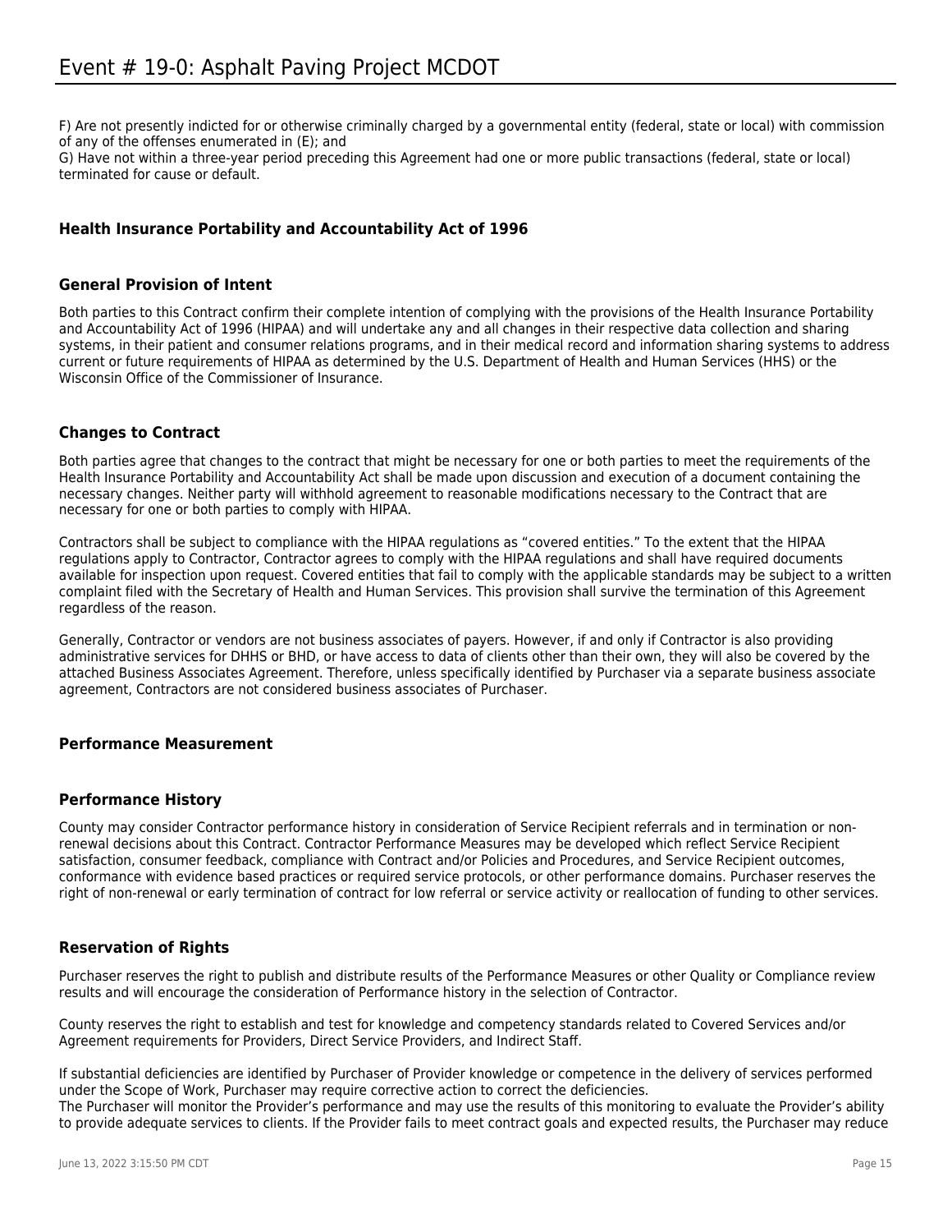F) Are not presently indicted for or otherwise criminally charged by a governmental entity (federal, state or local) with commission of any of the offenses enumerated in (E); and
G) Have not within a three-year period preceding this Agreement had one or more public transactions (federal, state or local) terminated for cause or default.

## Health Insurance Portability and Accountability Act of 1996

### General Provision of Intent

Both parties to this Contract confirm their complete intention of complying with the provisions of the Health Insurance Portability and Accountability Act of 1996 (HIPAA) and will undertake any and all changes in their respective data collection and sharing systems, in their patient and consumer relations programs, and in their medical record and information sharing systems to address current or future requirements of HIPAA as determined by the U.S. Department of Health and Human Services (HHS) or the Wisconsin Office of the Commissioner of Insurance.

### Changes to Contract

Both parties agree that changes to the contract that might be necessary for one or both parties to meet the requirements of the Health Insurance Portability and Accountability Act shall be made upon discussion and execution of a document containing the necessary changes. Neither party will withhold agreement to reasonable modifications necessary to the Contract that are necessary for one or both parties to comply with HIPAA.

Contractors shall be subject to compliance with the HIPAA regulations as “covered entities.” To the extent that the HIPAA regulations apply to Contractor, Contractor agrees to comply with the HIPAA regulations and shall have required documents available for inspection upon request. Covered entities that fail to comply with the applicable standards may be subject to a written complaint filed with the Secretary of Health and Human Services. This provision shall survive the termination of this Agreement regardless of the reason.

Generally, Contractor or vendors are not business associates of payers. However, if and only if Contractor is also providing administrative services for DHHS or BHD, or have access to data of clients other than their own, they will also be covered by the attached Business Associates Agreement. Therefore, unless specifically identified by Purchaser via a separate business associate agreement, Contractors are not considered business associates of Purchaser.

## Performance Measurement

### Performance History

County may consider Contractor performance history in consideration of Service Recipient referrals and in termination or non-renewal decisions about this Contract. Contractor Performance Measures may be developed which reflect Service Recipient satisfaction, consumer feedback, compliance with Contract and/or Policies and Procedures, and Service Recipient outcomes, conformance with evidence based practices or required service protocols, or other performance domains. Purchaser reserves the right of non-renewal or early termination of contract for low referral or service activity or reallocation of funding to other services.

### Reservation of Rights

Purchaser reserves the right to publish and distribute results of the Performance Measures or other Quality or Compliance review results and will encourage the consideration of Performance history in the selection of Contractor.

County reserves the right to establish and test for knowledge and competency standards related to Covered Services and/or Agreement requirements for Providers, Direct Service Providers, and Indirect Staff.

If substantial deficiencies are identified by Purchaser of Provider knowledge or competence in the delivery of services performed under the Scope of Work, Purchaser may require corrective action to correct the deficiencies.
The Purchaser will monitor the Provider’s performance and may use the results of this monitoring to evaluate the Provider’s ability to provide adequate services to clients. If the Provider fails to meet contract goals and expected results, the Purchaser may reduce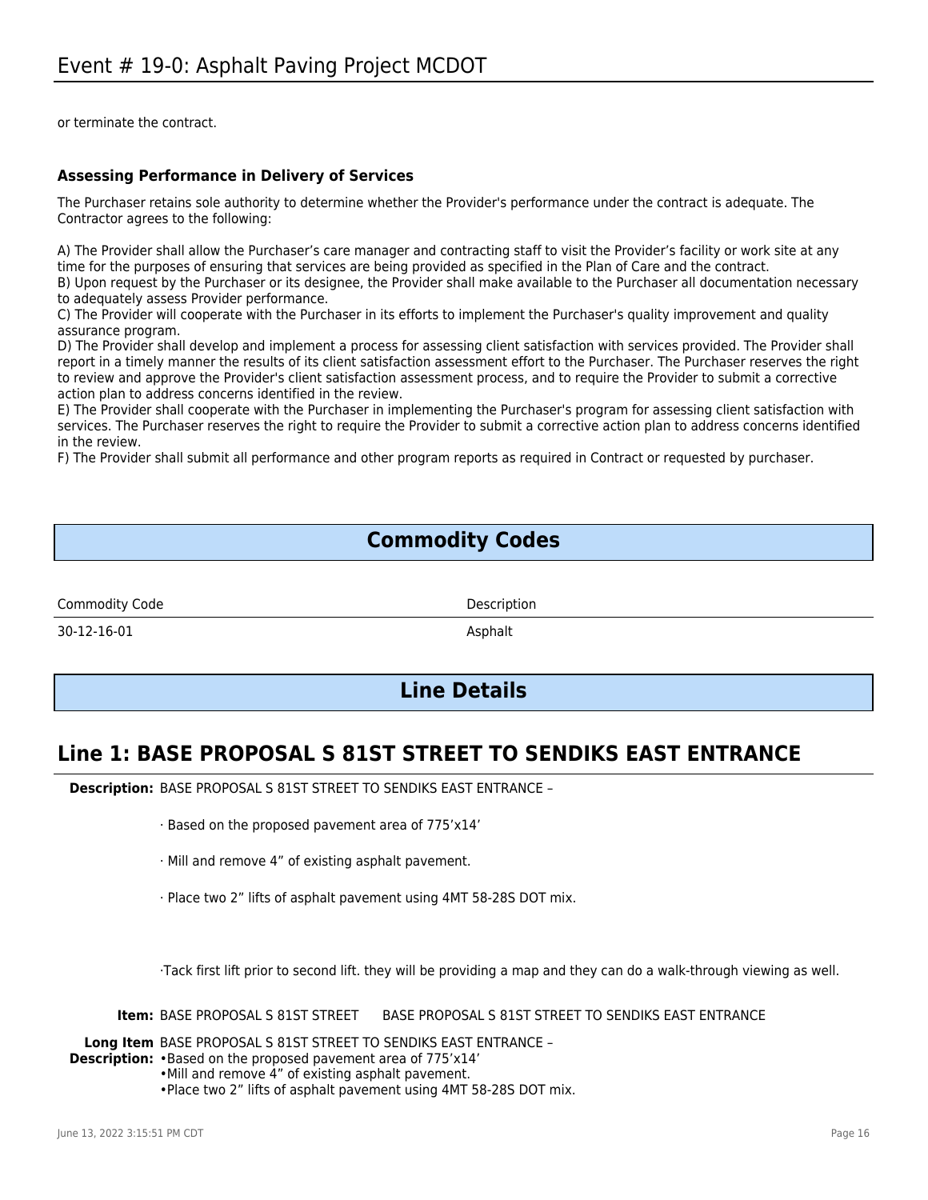or terminate the contract.

### Assessing Performance in Delivery of Services

The Purchaser retains sole authority to determine whether the Provider's performance under the contract is adequate. The Contractor agrees to the following:

A) The Provider shall allow the Purchaser's care manager and contracting staff to visit the Provider's facility or work site at any time for the purposes of ensuring that services are being provided as specified in the Plan of Care and the contract.
B) Upon request by the Purchaser or its designee, the Provider shall make available to the Purchaser all documentation necessary to adequately assess Provider performance.
C) The Provider will cooperate with the Purchaser in its efforts to implement the Purchaser's quality improvement and quality assurance program.
D) The Provider shall develop and implement a process for assessing client satisfaction with services provided. The Provider shall report in a timely manner the results of its client satisfaction assessment effort to the Purchaser. The Purchaser reserves the right to review and approve the Provider's client satisfaction assessment process, and to require the Provider to submit a corrective action plan to address concerns identified in the review.
E) The Provider shall cooperate with the Purchaser in implementing the Purchaser's program for assessing client satisfaction with services. The Purchaser reserves the right to require the Provider to submit a corrective action plan to address concerns identified in the review.
F) The Provider shall submit all performance and other program reports as required in Contract or requested by purchaser.

## Commodity Codes

| Commodity Code | Description |
| --- | --- |
| 30-12-16-01 | Asphalt |

## Line Details

## Line 1: BASE PROPOSAL S 81ST STREET TO SENDIKS EAST ENTRANCE

**Description:** BASE PROPOSAL S 81ST STREET TO SENDIKS EAST ENTRANCE –

· Based on the proposed pavement area of 775'x14'

· Mill and remove 4" of existing asphalt pavement.

· Place two 2" lifts of asphalt pavement using 4MT 58-28S DOT mix.

·Tack first lift prior to second lift. they will be providing a map and they can do a walk-through viewing as well.

**Item:** BASE PROPOSAL S 81ST STREET BASE PROPOSAL S 81ST STREET TO SENDIKS EAST ENTRANCE

**Long Item Description:** BASE PROPOSAL S 81ST STREET TO SENDIKS EAST ENTRANCE –
- Based on the proposed pavement area of 775'x14'
- Mill and remove 4" of existing asphalt pavement.
- Place two 2" lifts of asphalt pavement using 4MT 58-28S DOT mix.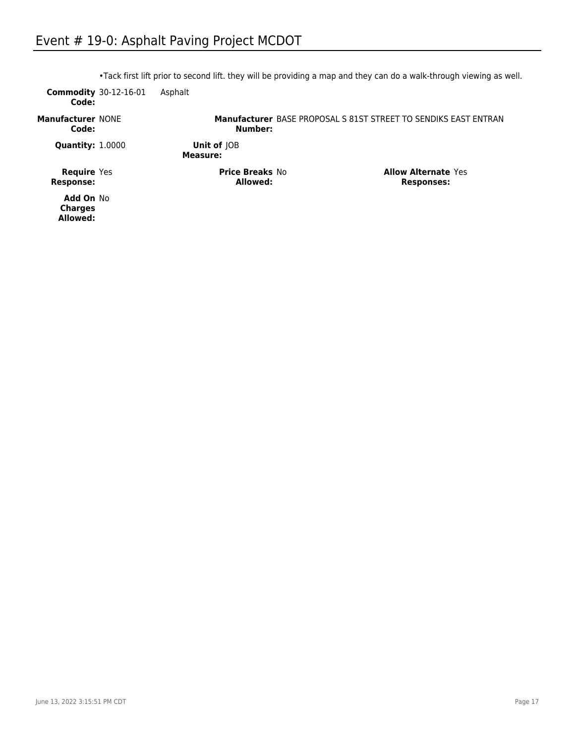# Event # 19-0: Asphalt Paving Project MCDOT

- Tack first lift prior to second lift. they will be providing a map and they can do a walk-through viewing as well.

**Commodity Code:** 30-12-16-01 Asphalt

**Manufacturer Code:** NONE

**Manufacturer Number:** BASE PROPOSAL S 81ST STREET TO SENDIKS EAST ENTRAN

**Quantity:** 1.0000

**Unit of Measure:** JOB

**Require Response:** Yes

**Price Breaks Allowed:** No

**Allow Alternate Responses:** Yes

**Add On Charges Allowed:** No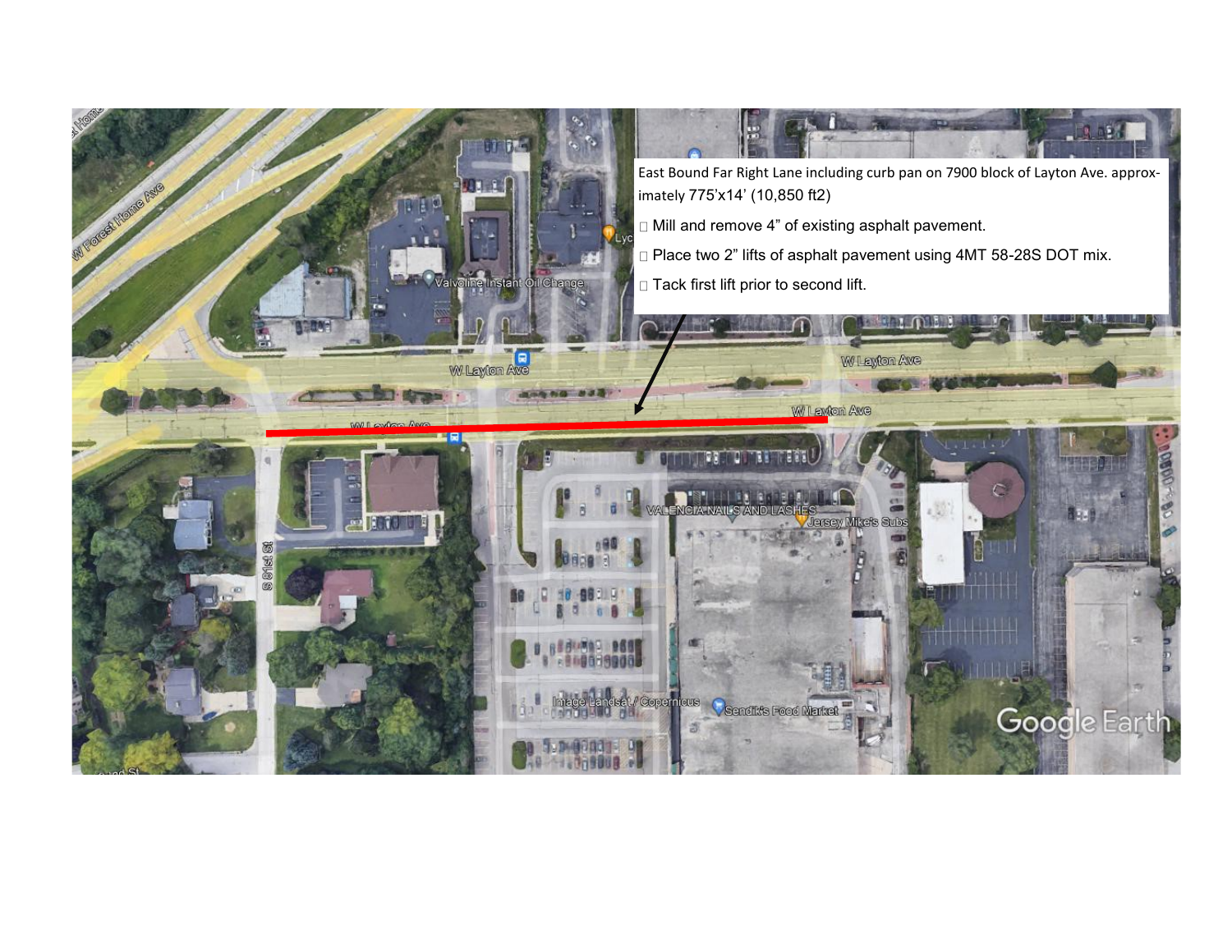East Bound Far Right Lane including curb pan on 7900 block of Layton Ave. approximately 775'x14' (10,850 ft2)

- Mill and remove 4" of existing asphalt pavement.
- Place two 2" lifts of asphalt pavement using 4MT 58-28S DOT mix.
- Tack first lift prior to second lift.